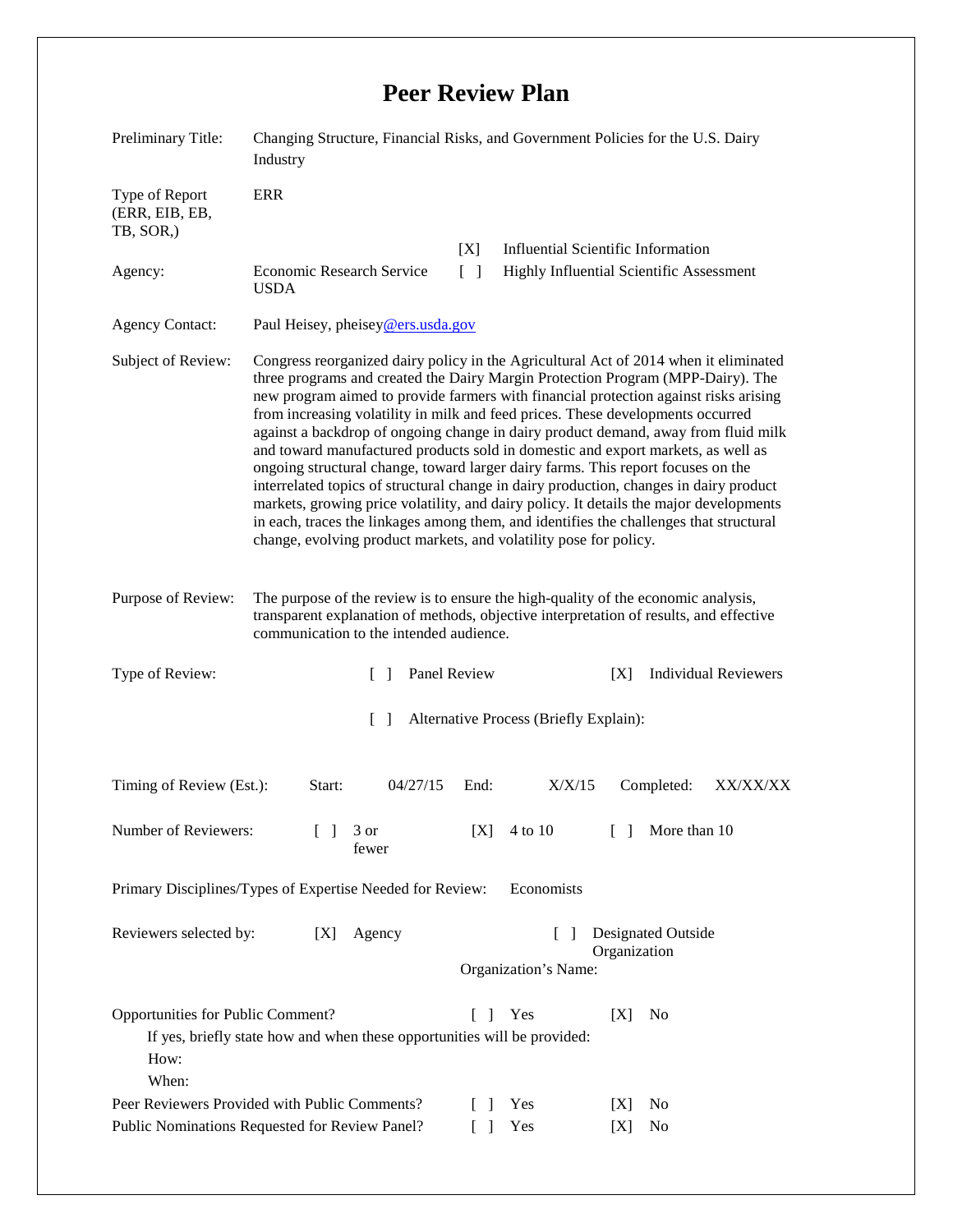# Peer Review Plan

| | |
|---|---|
| Preliminary Title: | Changing Structure, Financial Risks, and Government Policies for the U.S. Dairy Industry |
| Type of Report (ERR, EIB, EB, TB, SOR,) | ERR |
| Agency: | Economic Research Service USDA |
| | [X] Influential Scientific Information |
| | [ ] Highly Influential Scientific Assessment |
| Agency Contact: | Paul Heisey, pheisey@ers.usda.gov |
| Subject of Review: | Congress reorganized dairy policy in the Agricultural Act of 2014 when it eliminated three programs and created the Dairy Margin Protection Program (MPP-Dairy). The new program aimed to provide farmers with financial protection against risks arising from increasing volatility in milk and feed prices. These developments occurred against a backdrop of ongoing change in dairy product demand, away from fluid milk and toward manufactured products sold in domestic and export markets, as well as ongoing structural change, toward larger dairy farms. This report focuses on the interrelated topics of structural change in dairy production, changes in dairy product markets, growing price volatility, and dairy policy. It details the major developments in each, traces the linkages among them, and identifies the challenges that structural change, evolving product markets, and volatility pose for policy. |
| Purpose of Review: | The purpose of the review is to ensure the high-quality of the economic analysis, transparent explanation of methods, objective interpretation of results, and effective communication to the intended audience. |

Type of Review: [ ] Panel Review [X] Individual Reviewers

[ ] Alternative Process (Briefly Explain):

Timing of Review (Est.): Start: 04/27/15 End: X/X/15 Completed: XX/XX/XX

Number of Reviewers: [ ] 3 or fewer [X] 4 to 10 [ ] More than 10

Primary Disciplines/Types of Expertise Needed for Review: Economists

Reviewers selected by: [X] Agency [ ] Designated Outside Organization

Organization's Name:

Opportunities for Public Comment? [ ] Yes [X] No

If yes, briefly state how and when these opportunities will be provided:

How:

When:

Peer Reviewers Provided with Public Comments? [ ] Yes [X] No

Public Nominations Requested for Review Panel? [ ] Yes [X] No